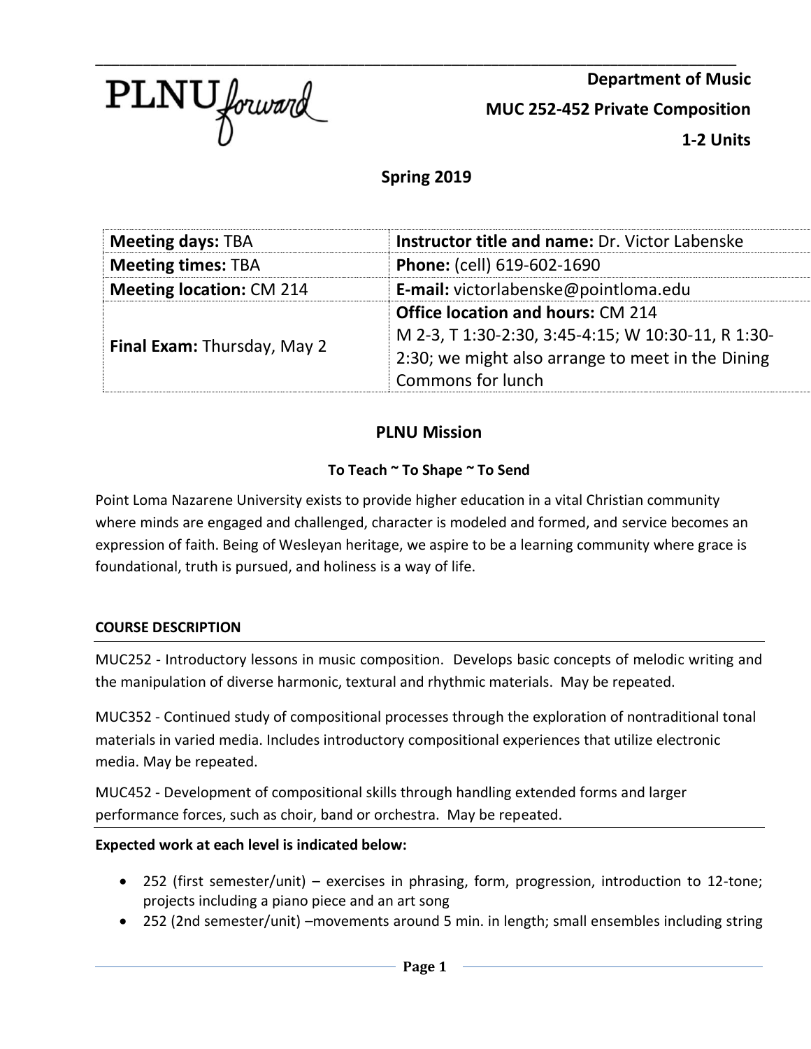**Department of Music**

**MUC 252-452 Private Composition**

**1-2 Units**

## Spring 2019

| **Meeting days:** TBA | **Instructor title and name:** Dr. Victor Labenske |
|---|---|
| **Meeting times:** TBA | **Phone:** (cell) 619-602-1690 |
| **Meeting location:** CM 214 | **E-mail:** victorlabenske@pointloma.edu |
| **Final Exam:** Thursday, May 2 | **Office location and hours:** CM 214<br>M 2-3, T 1:30-2:30, 3:45-4:15; W 10:30-11, R 1:30-2:30; we might also arrange to meet in the Dining Commons for lunch |

## PLNU Mission

### To Teach ~ To Shape ~ To Send

Point Loma Nazarene University exists to provide higher education in a vital Christian community where minds are engaged and challenged, character is modeled and formed, and service becomes an expression of faith. Being of Wesleyan heritage, we aspire to be a learning community where grace is foundational, truth is pursued, and holiness is a way of life.

### COURSE DESCRIPTION

MUC252 - Introductory lessons in music composition. Develops basic concepts of melodic writing and the manipulation of diverse harmonic, textural and rhythmic materials. May be repeated.

MUC352 - Continued study of compositional processes through the exploration of nontraditional tonal materials in varied media. Includes introductory compositional experiences that utilize electronic media. May be repeated.

MUC452 - Development of compositional skills through handling extended forms and larger performance forces, such as choir, band or orchestra. May be repeated.

**Expected work at each level is indicated below:**

- 252 (first semester/unit) – exercises in phrasing, form, progression, introduction to 12-tone; projects including a piano piece and an art song
- 252 (2nd semester/unit) –movements around 5 min. in length; small ensembles including string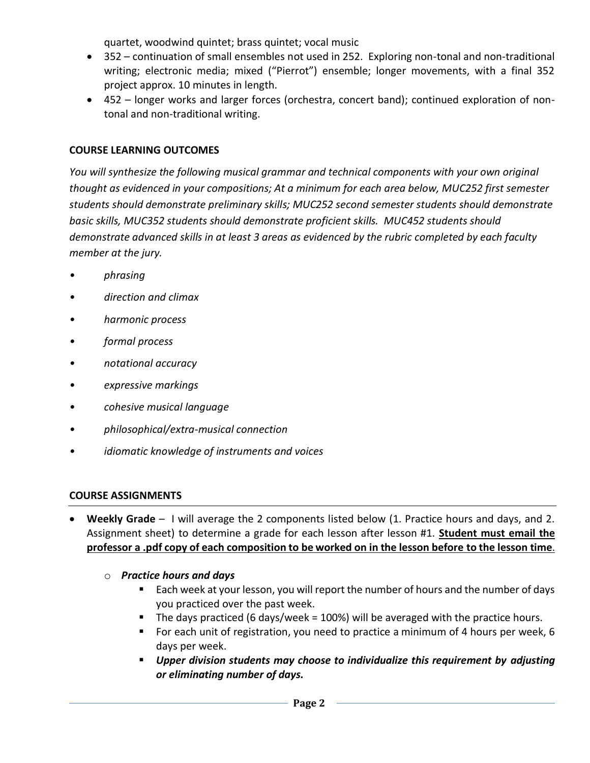quartet, woodwind quintet; brass quintet; vocal music

- 352 – continuation of small ensembles not used in 252. Exploring non-tonal and non-traditional writing; electronic media; mixed ("Pierrot") ensemble; longer movements, with a final 352 project approx. 10 minutes in length.
- 452 – longer works and larger forces (orchestra, concert band); continued exploration of non-tonal and non-traditional writing.

## COURSE LEARNING OUTCOMES

*You will synthesize the following musical grammar and technical components with your own original thought as evidenced in your compositions; At a minimum for each area below, MUC252 first semester students should demonstrate preliminary skills; MUC252 second semester students should demonstrate basic skills, MUC352 students should demonstrate proficient skills. MUC452 students should demonstrate advanced skills in at least 3 areas as evidenced by the rubric completed by each faculty member at the jury.*

- *phrasing*
- *direction and climax*
- *harmonic process*
- *formal process*
- *notational accuracy*
- *expressive markings*
- *cohesive musical language*
- *philosophical/extra-musical connection*
- *idiomatic knowledge of instruments and voices*

## COURSE ASSIGNMENTS

- **Weekly Grade** – I will average the 2 components listed below (1. Practice hours and days, and 2. Assignment sheet) to determine a grade for each lesson after lesson #1. **Student must email the professor a .pdf copy of each composition to be worked on in the lesson before to the lesson time**.
  - ***Practice hours and days***
    - Each week at your lesson, you will report the number of hours and the number of days you practiced over the past week.
    - The days practiced (6 days/week = 100%) will be averaged with the practice hours.
    - For each unit of registration, you need to practice a minimum of 4 hours per week, 6 days per week.
    - ***Upper division students may choose to individualize this requirement by adjusting or eliminating number of days.***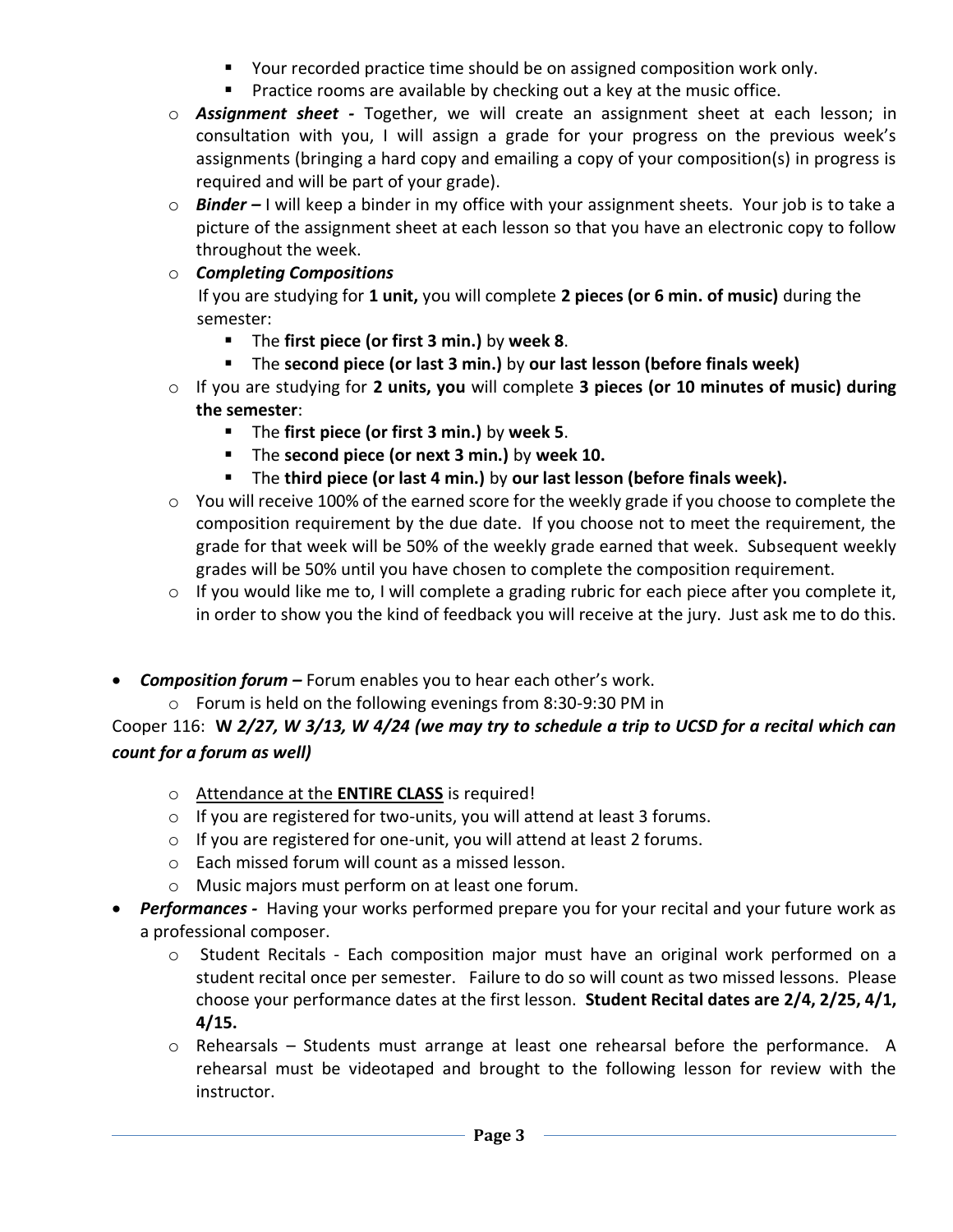- Your recorded practice time should be on assigned composition work only.
    - Practice rooms are available by checking out a key at the music office.
  - ***Assignment sheet -*** Together, we will create an assignment sheet at each lesson; in consultation with you, I will assign a grade for your progress on the previous week's assignments (bringing a hard copy and emailing a copy of your composition(s) in progress is required and will be part of your grade).
  - ***Binder –*** I will keep a binder in my office with your assignment sheets. Your job is to take a picture of the assignment sheet at each lesson so that you have an electronic copy to follow throughout the week.
  - ***Completing Compositions***

    If you are studying for **1 unit,** you will complete **2 pieces (or 6 min. of music)** during the semester:
    - The **first piece (or first 3 min.)** by **week 8**.
    - The **second piece (or last 3 min.)** by **our last lesson (before finals week)**
  - If you are studying for **2 units, you** will complete **3 pieces (or 10 minutes of music) during the semester**:
    - The **first piece (or first 3 min.)** by **week 5**.
    - The **second piece (or next 3 min.)** by **week 10.**
    - The **third piece (or last 4 min.)** by **our last lesson (before finals week).**
  - You will receive 100% of the earned score for the weekly grade if you choose to complete the composition requirement by the due date. If you choose not to meet the requirement, the grade for that week will be 50% of the weekly grade earned that week. Subsequent weekly grades will be 50% until you have chosen to complete the composition requirement.
  - If you would like me to, I will complete a grading rubric for each piece after you complete it, in order to show you the kind of feedback you will receive at the jury. Just ask me to do this.

- ***Composition forum –*** Forum enables you to hear each other's work.
  - Forum is held on the following evenings from 8:30-9:30 PM in

Cooper 116: **W *2/27, W 3/13, W 4/24 (we may try to schedule a trip to UCSD for a recital which can count for a forum as well)***

  - Attendance at the **ENTIRE CLASS** is required!
  - If you are registered for two-units, you will attend at least 3 forums.
  - If you are registered for one-unit, you will attend at least 2 forums.
  - Each missed forum will count as a missed lesson.
  - Music majors must perform on at least one forum.
- ***Performances -*** Having your works performed prepare you for your recital and your future work as a professional composer.
  - Student Recitals - Each composition major must have an original work performed on a student recital once per semester. Failure to do so will count as two missed lessons. Please choose your performance dates at the first lesson. **Student Recital dates are 2/4, 2/25, 4/1, 4/15.**
  - Rehearsals – Students must arrange at least one rehearsal before the performance. A rehearsal must be videotaped and brought to the following lesson for review with the instructor.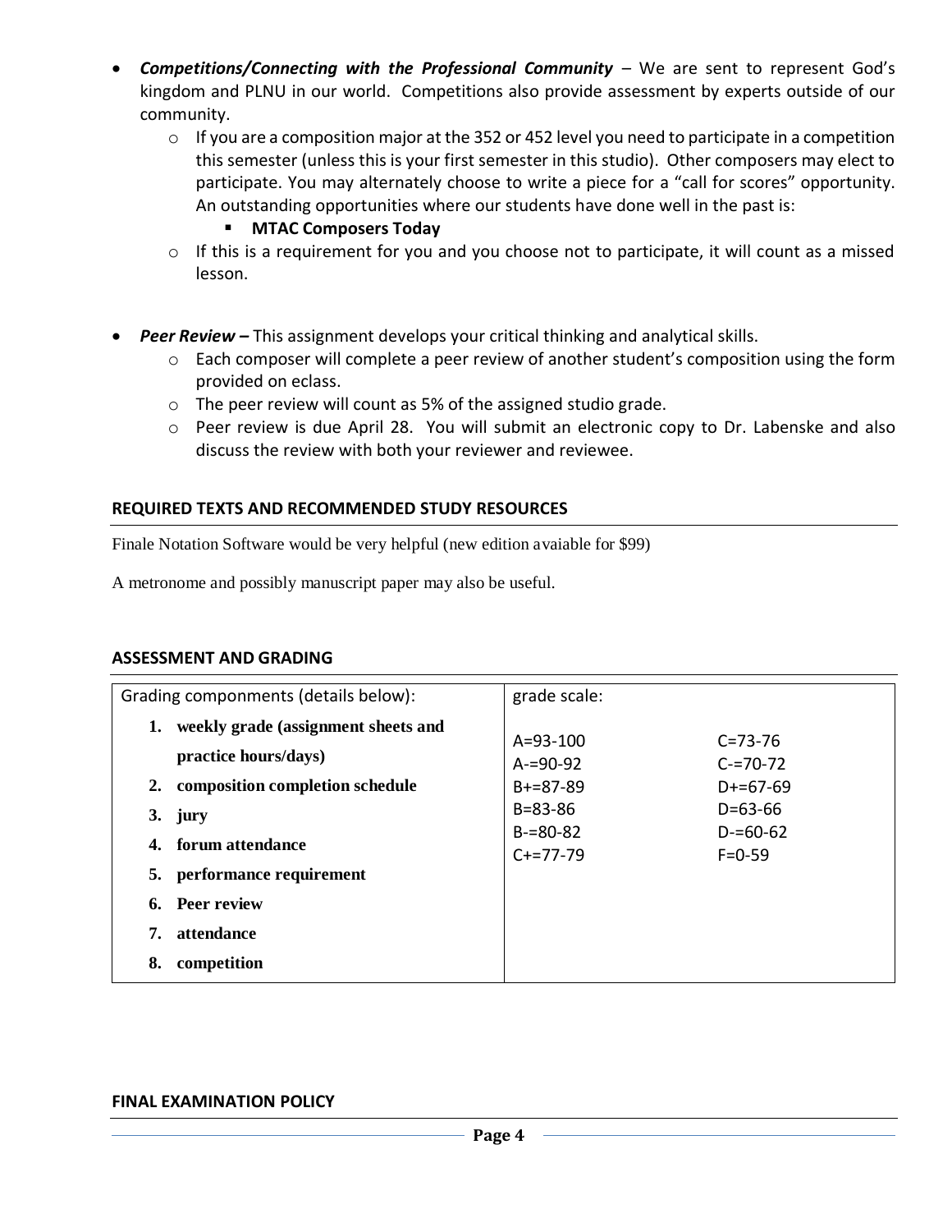- ***Competitions/Connecting with the Professional Community*** – We are sent to represent God's kingdom and PLNU in our world. Competitions also provide assessment by experts outside of our community.
  - If you are a composition major at the 352 or 452 level you need to participate in a competition this semester (unless this is your first semester in this studio). Other composers may elect to participate. You may alternately choose to write a piece for a "call for scores" opportunity. An outstanding opportunities where our students have done well in the past is:
    - **MTAC Composers Today**
  - If this is a requirement for you and you choose not to participate, it will count as a missed lesson.

- ***Peer Review –*** This assignment develops your critical thinking and analytical skills.
  - Each composer will complete a peer review of another student's composition using the form provided on eclass.
  - The peer review will count as 5% of the assigned studio grade.
  - Peer review is due April 28. You will submit an electronic copy to Dr. Labenske and also discuss the review with both your reviewer and reviewee.

## REQUIRED TEXTS AND RECOMMENDED STUDY RESOURCES

Finale Notation Software would be very helpful (new edition avaiable for $99)

A metronome and possibly manuscript paper may also be useful.

## ASSESSMENT AND GRADING

| Grading componments (details below): | grade scale: | |
|---|---|---|
| 1. **weekly grade (assignment sheets and practice hours/days)** | A=93-100 | C=73-76 |
| 2. **composition completion schedule** | A-=90-92 | C-=70-72 |
| 3. **jury** | B+=87-89 | D+=67-69 |
| 4. **forum attendance** | B=83-86 | D=63-66 |
| 5. **performance requirement** | B-=80-82 | D-=60-62 |
| 6. **Peer review** | C+=77-79 | F=0-59 |
| 7. **attendance** | | |
| 8. **competition** | | |

## FINAL EXAMINATION POLICY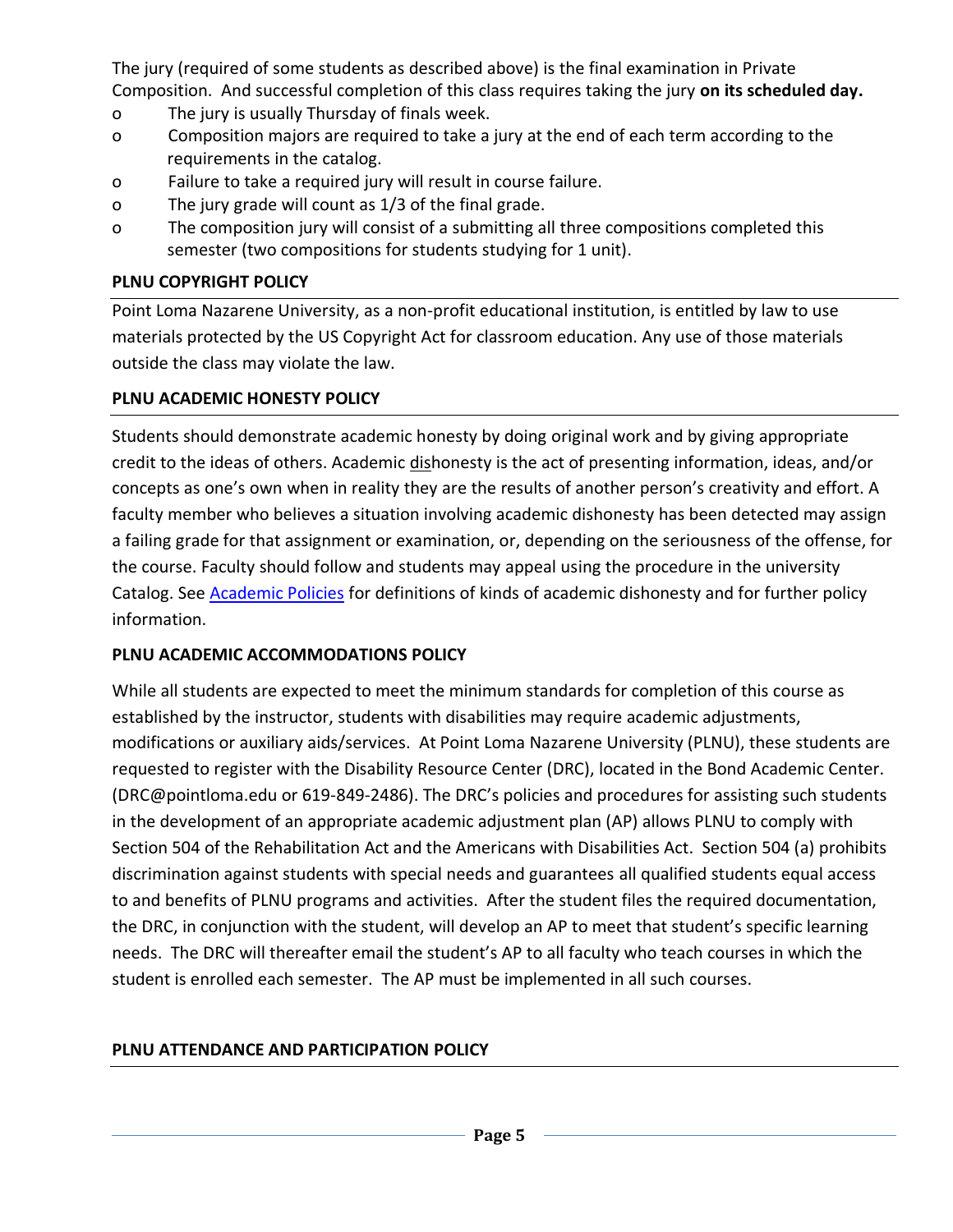The jury (required of some students as described above) is the final examination in Private Composition. And successful completion of this class requires taking the jury **on its scheduled day.**

- The jury is usually Thursday of finals week.
- Composition majors are required to take a jury at the end of each term according to the requirements in the catalog.
- Failure to take a required jury will result in course failure.
- The jury grade will count as 1/3 of the final grade.
- The composition jury will consist of a submitting all three compositions completed this semester (two compositions for students studying for 1 unit).

### PLNU COPYRIGHT POLICY

Point Loma Nazarene University, as a non-profit educational institution, is entitled by law to use materials protected by the US Copyright Act for classroom education. Any use of those materials outside the class may violate the law.

### PLNU ACADEMIC HONESTY POLICY

Students should demonstrate academic honesty by doing original work and by giving appropriate credit to the ideas of others. Academic dishonesty is the act of presenting information, ideas, and/or concepts as one's own when in reality they are the results of another person's creativity and effort. A faculty member who believes a situation involving academic dishonesty has been detected may assign a failing grade for that assignment or examination, or, depending on the seriousness of the offense, for the course. Faculty should follow and students may appeal using the procedure in the university Catalog. See Academic Policies for definitions of kinds of academic dishonesty and for further policy information.

### PLNU ACADEMIC ACCOMMODATIONS POLICY

While all students are expected to meet the minimum standards for completion of this course as established by the instructor, students with disabilities may require academic adjustments, modifications or auxiliary aids/services. At Point Loma Nazarene University (PLNU), these students are requested to register with the Disability Resource Center (DRC), located in the Bond Academic Center. (DRC@pointloma.edu or 619-849-2486). The DRC's policies and procedures for assisting such students in the development of an appropriate academic adjustment plan (AP) allows PLNU to comply with Section 504 of the Rehabilitation Act and the Americans with Disabilities Act. Section 504 (a) prohibits discrimination against students with special needs and guarantees all qualified students equal access to and benefits of PLNU programs and activities. After the student files the required documentation, the DRC, in conjunction with the student, will develop an AP to meet that student's specific learning needs. The DRC will thereafter email the student's AP to all faculty who teach courses in which the student is enrolled each semester. The AP must be implemented in all such courses.

### PLNU ATTENDANCE AND PARTICIPATION POLICY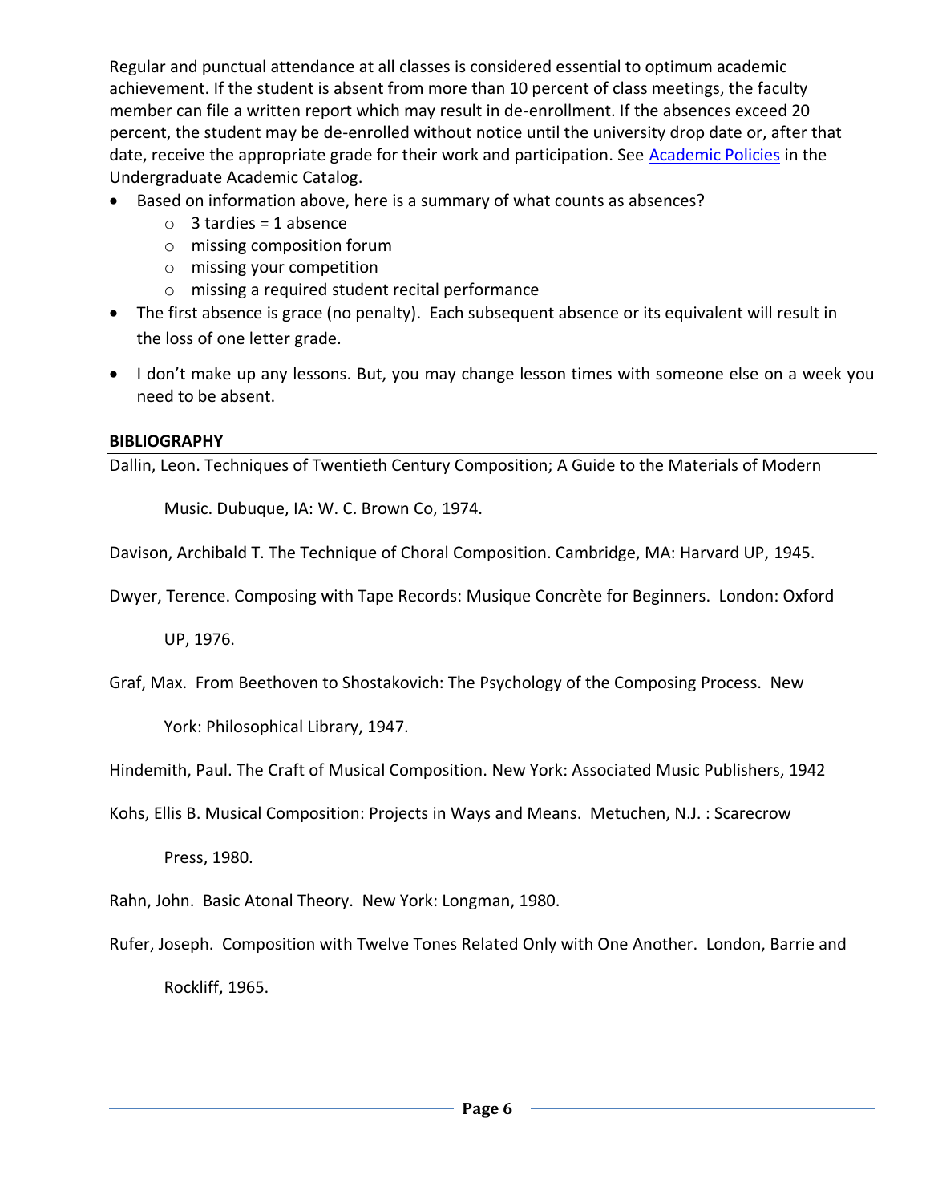Regular and punctual attendance at all classes is considered essential to optimum academic achievement. If the student is absent from more than 10 percent of class meetings, the faculty member can file a written report which may result in de-enrollment. If the absences exceed 20 percent, the student may be de-enrolled without notice until the university drop date or, after that date, receive the appropriate grade for their work and participation. See [Academic Policies] in the Undergraduate Academic Catalog.

- Based on information above, here is a summary of what counts as absences?
    - 3 tardies = 1 absence
    - missing composition forum
    - missing your competition
    - missing a required student recital performance
- The first absence is grace (no penalty). Each subsequent absence or its equivalent will result in the loss of one letter grade.
- I don't make up any lessons. But, you may change lesson times with someone else on a week you need to be absent.

**BIBLIOGRAPHY**

Dallin, Leon. Techniques of Twentieth Century Composition; A Guide to the Materials of Modern Music. Dubuque, IA: W. C. Brown Co, 1974.

Davison, Archibald T. The Technique of Choral Composition. Cambridge, MA: Harvard UP, 1945.

Dwyer, Terence. Composing with Tape Records: Musique Concrète for Beginners. London: Oxford UP, 1976.

Graf, Max. From Beethoven to Shostakovich: The Psychology of the Composing Process. New York: Philosophical Library, 1947.

Hindemith, Paul. The Craft of Musical Composition. New York: Associated Music Publishers, 1942

Kohs, Ellis B. Musical Composition: Projects in Ways and Means. Metuchen, N.J. : Scarecrow Press, 1980.

Rahn, John. Basic Atonal Theory. New York: Longman, 1980.

Rufer, Joseph. Composition with Twelve Tones Related Only with One Another. London, Barrie and Rockliff, 1965.